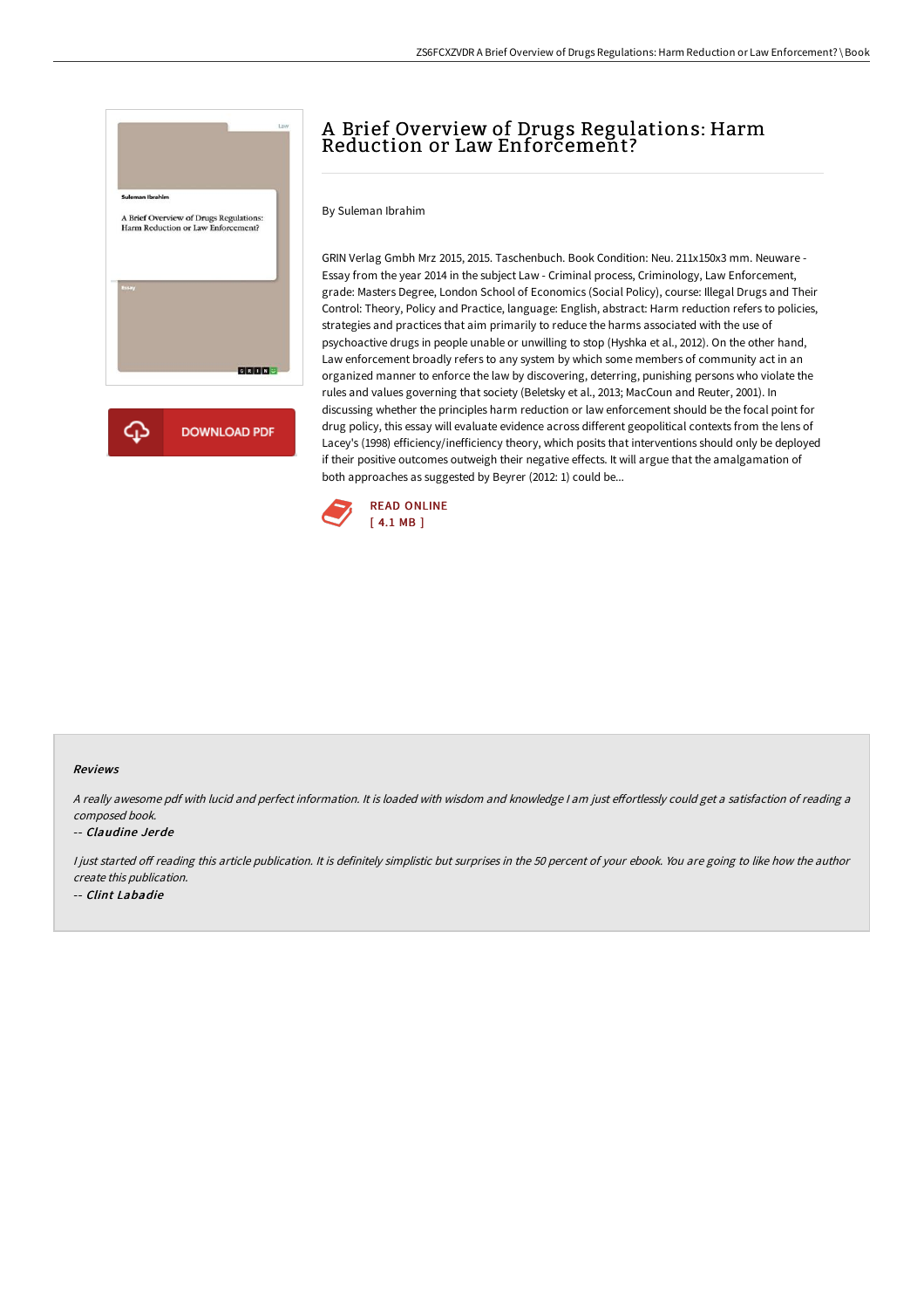# A Brief Overview of Drugs Regulations: Harm Reduction or Law Enforcement?

By Suleman Ibrahim

GRIN Verlag Gmbh Mrz 2015, 2015. Taschenbuch. Book Condition: Neu. 211x150x3 mm. Neuware - Essay from the year 2014 in the subject Law - Criminal process, Criminology, Law Enforcement, grade: Masters Degree, London School of Economics (Social Policy), course: Illegal Drugs and Their Control: Theory, Policy and Practice, language: English, abstract: Harm reduction refers to policies, strategies and practices that aim primarily to reduce the harms associated with the use of psychoactive drugs in people unable or unwilling to stop (Hyshka et al., 2012). On the other hand, Law enforcement broadly refers to any system by which some members of community act in an organized manner to enforce the law by discovering, deterring, punishing persons who violate the rules and values governing that society (Beletsky et al., 2013; MacCoun and Reuter, 2001). In discussing whether the principles harm reduction or law enforcement should be the focal point for drug policy, this essay will evaluate evidence across different geopolitical contexts from the lens of Lacey's (1998) efficiency/inefficiency theory, which posits that interventions should only be deployed if their positive outcomes outweigh their negative effects. It will argue that the amalgamation of both approaches as suggested by Beyrer (2012: 1) could be...

DOWNLOAD PDF

READ ONLINE
[ 4.1 MB ]

#### Reviews

*A really awesome pdf with lucid and perfect information. It is loaded with wisdom and knowledge I am just effortlessly could get a satisfaction of reading a composed book.*

-- *Claudine Jerde*

*I just started off reading this article publication. It is definitely simplistic but surprises in the 50 percent of your ebook. You are going to like how the author create this publication.*

-- *Clint Labadie*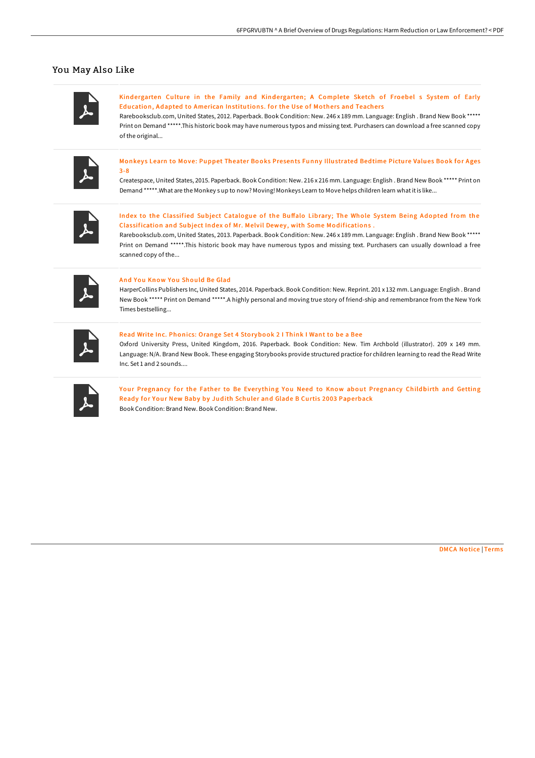## You May Also Like

**Kindergarten Culture in the Family and Kindergarten; A Complete Sketch of Froebel s System of Early Education, Adapted to American Institutions. for the Use of Mothers and Teachers**

Rarebooksclub.com, United States, 2012. Paperback. Book Condition: New. 246 x 189 mm. Language: English . Brand New Book ***** Print on Demand *****.This historic book may have numerous typos and missing text. Purchasers can download a free scanned copy of the original...

**Monkeys Learn to Move: Puppet Theater Books Presents Funny Illustrated Bedtime Picture Values Book for Ages 3-8**

Createspace, United States, 2015. Paperback. Book Condition: New. 216 x 216 mm. Language: English . Brand New Book ***** Print on Demand *****.What are the Monkey s up to now? Moving! Monkeys Learn to Move helps children learn what it is like...

**Index to the Classified Subject Catalogue of the Buffalo Library; The Whole System Being Adopted from the Classification and Subject Index of Mr. Melvil Dewey, with Some Modifications .**

Rarebooksclub.com, United States, 2013. Paperback. Book Condition: New. 246 x 189 mm. Language: English . Brand New Book ***** Print on Demand *****.This historic book may have numerous typos and missing text. Purchasers can usually download a free scanned copy of the...

**And You Know You Should Be Glad**

HarperCollins Publishers Inc, United States, 2014. Paperback. Book Condition: New. Reprint. 201 x 132 mm. Language: English . Brand New Book ***** Print on Demand *****.A highly personal and moving true story of friend-ship and remembrance from the New York Times bestselling...

**Read Write Inc. Phonics: Orange Set 4 Storybook 2 I Think I Want to be a Bee**

Oxford University Press, United Kingdom, 2016. Paperback. Book Condition: New. Tim Archbold (illustrator). 209 x 149 mm. Language: N/A. Brand New Book. These engaging Storybooks provide structured practice for children learning to read the Read Write Inc. Set 1 and 2 sounds....

**Your Pregnancy for the Father to Be Everything You Need to Know about Pregnancy Childbirth and Getting Ready for Your New Baby by Judith Schuler and Glade B Curtis 2003 Paperback**

Book Condition: Brand New. Book Condition: Brand New.

DMCA Notice | Terms